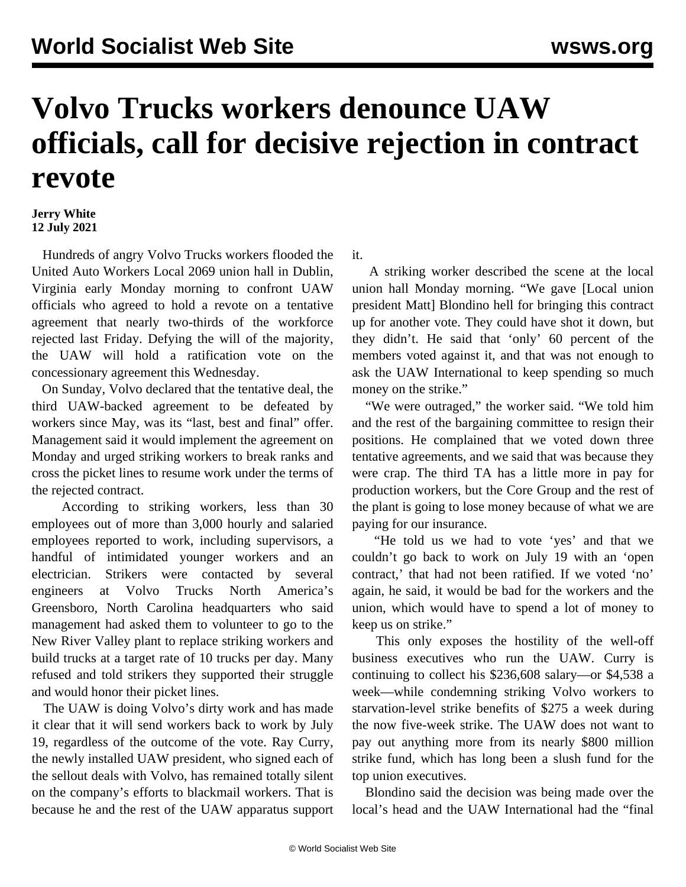# Volvo Trucks workers denounce UAW officials, call for decisive rejection in contract revote

**Jerry White**
**12 July 2021**

Hundreds of angry Volvo Trucks workers flooded the United Auto Workers Local 2069 union hall in Dublin, Virginia early Monday morning to confront UAW officials who agreed to hold a revote on a tentative agreement that nearly two-thirds of the workforce rejected last Friday. Defying the will of the majority, the UAW will hold a ratification vote on the concessionary agreement this Wednesday.

On Sunday, Volvo declared that the tentative deal, the third UAW-backed agreement to be defeated by workers since May, was its "last, best and final" offer. Management said it would implement the agreement on Monday and urged striking workers to break ranks and cross the picket lines to resume work under the terms of the rejected contract.

According to striking workers, less than 30 employees out of more than 3,000 hourly and salaried employees reported to work, including supervisors, a handful of intimidated younger workers and an electrician. Strikers were contacted by several engineers at Volvo Trucks North America's Greensboro, North Carolina headquarters who said management had asked them to volunteer to go to the New River Valley plant to replace striking workers and build trucks at a target rate of 10 trucks per day. Many refused and told strikers they supported their struggle and would honor their picket lines.

The UAW is doing Volvo's dirty work and has made it clear that it will send workers back to work by July 19, regardless of the outcome of the vote. Ray Curry, the newly installed UAW president, who signed each of the sellout deals with Volvo, has remained totally silent on the company's efforts to blackmail workers. That is because he and the rest of the UAW apparatus support it.

A striking worker described the scene at the local union hall Monday morning. "We gave [Local union president Matt] Blondino hell for bringing this contract up for another vote. They could have shot it down, but they didn't. He said that 'only' 60 percent of the members voted against it, and that was not enough to ask the UAW International to keep spending so much money on the strike."

"We were outraged," the worker said. "We told him and the rest of the bargaining committee to resign their positions. He complained that we voted down three tentative agreements, and we said that was because they were crap. The third TA has a little more in pay for production workers, but the Core Group and the rest of the plant is going to lose money because of what we are paying for our insurance.

"He told us we had to vote 'yes' and that we couldn't go back to work on July 19 with an 'open contract,' that had not been ratified. If we voted 'no' again, he said, it would be bad for the workers and the union, which would have to spend a lot of money to keep us on strike."

This only exposes the hostility of the well-off business executives who run the UAW. Curry is continuing to collect his $236,608 salary—or $4,538 a week—while condemning striking Volvo workers to starvation-level strike benefits of $275 a week during the now five-week strike. The UAW does not want to pay out anything more from its nearly $800 million strike fund, which has long been a slush fund for the top union executives.

Blondino said the decision was being made over the local's head and the UAW International had the "final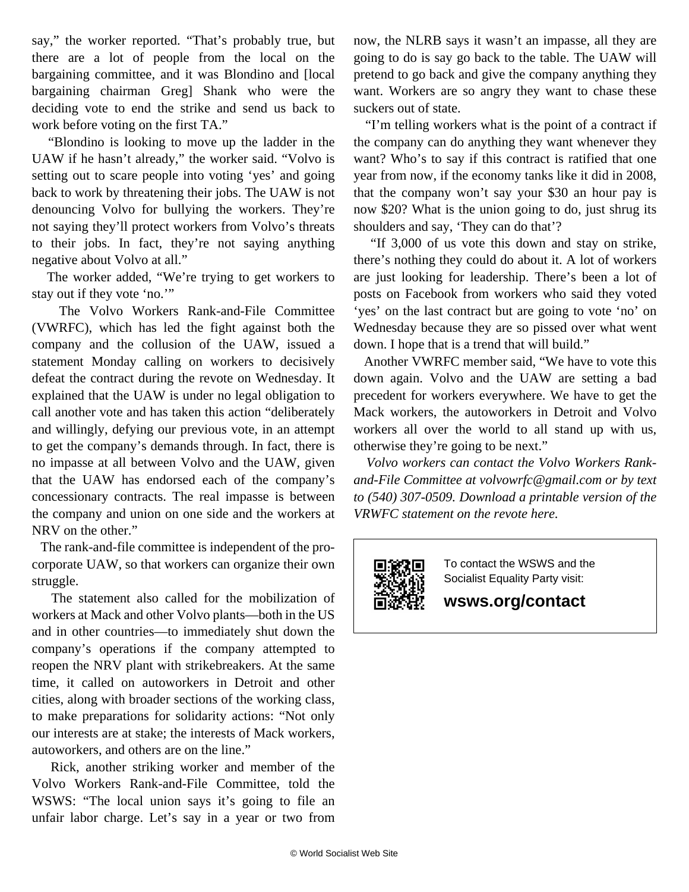say," the worker reported. "That's probably true, but there are a lot of people from the local on the bargaining committee, and it was Blondino and [local bargaining chairman Greg] Shank who were the deciding vote to end the strike and send us back to work before voting on the first TA."

"Blondino is looking to move up the ladder in the UAW if he hasn't already," the worker said. "Volvo is setting out to scare people into voting 'yes' and going back to work by threatening their jobs. The UAW is not denouncing Volvo for bullying the workers. They're not saying they'll protect workers from Volvo's threats to their jobs. In fact, they're not saying anything negative about Volvo at all."

The worker added, "We're trying to get workers to stay out if they vote 'no.'"

The Volvo Workers Rank-and-File Committee (VWRFC), which has led the fight against both the company and the collusion of the UAW, issued a statement Monday calling on workers to decisively defeat the contract during the revote on Wednesday. It explained that the UAW is under no legal obligation to call another vote and has taken this action "deliberately and willingly, defying our previous vote, in an attempt to get the company's demands through. In fact, there is no impasse at all between Volvo and the UAW, given that the UAW has endorsed each of the company's concessionary contracts. The real impasse is between the company and union on one side and the workers at NRV on the other."

The rank-and-file committee is independent of the pro-corporate UAW, so that workers can organize their own struggle.

The statement also called for the mobilization of workers at Mack and other Volvo plants—both in the US and in other countries—to immediately shut down the company's operations if the company attempted to reopen the NRV plant with strikebreakers. At the same time, it called on autoworkers in Detroit and other cities, along with broader sections of the working class, to make preparations for solidarity actions: "Not only our interests are at stake; the interests of Mack workers, autoworkers, and others are on the line."

Rick, another striking worker and member of the Volvo Workers Rank-and-File Committee, told the WSWS: "The local union says it's going to file an unfair labor charge. Let's say in a year or two from now, the NLRB says it wasn't an impasse, all they are going to do is say go back to the table. The UAW will pretend to go back and give the company anything they want. Workers are so angry they want to chase these suckers out of state.

"I'm telling workers what is the point of a contract if the company can do anything they want whenever they want? Who's to say if this contract is ratified that one year from now, if the economy tanks like it did in 2008, that the company won't say your $30 an hour pay is now $20? What is the union going to do, just shrug its shoulders and say, 'They can do that'?

"If 3,000 of us vote this down and stay on strike, there's nothing they could do about it. A lot of workers are just looking for leadership. There's been a lot of posts on Facebook from workers who said they voted 'yes' on the last contract but are going to vote 'no' on Wednesday because they are so pissed over what went down. I hope that is a trend that will build."

Another VWRFC member said, "We have to vote this down again. Volvo and the UAW are setting a bad precedent for workers everywhere. We have to get the Mack workers, the autoworkers in Detroit and Volvo workers all over the world to all stand up with us, otherwise they're going to be next."

*Volvo workers can contact the Volvo Workers Rank-and-File Committee at volvowrfc@gmail.com or by text to (540) 307-0509. Download a printable version of the VRWFC statement on the revote here.*

To contact the WSWS and the Socialist Equality Party visit:

**wsws.org/contact**